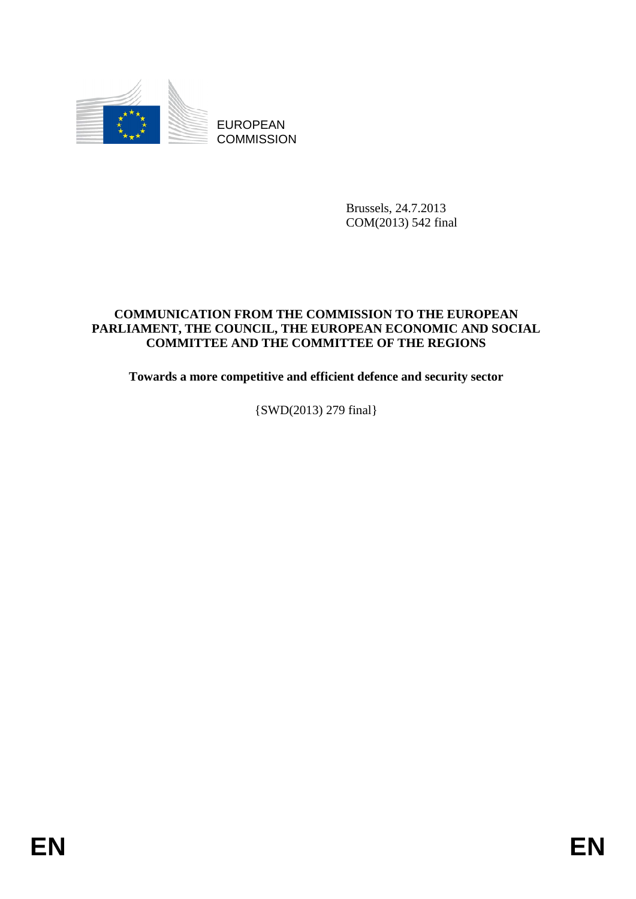EUROPEAN COMMISSION

Brussels, 24.7.2013
COM(2013) 542 final

**COMMUNICATION FROM THE COMMISSION TO THE EUROPEAN PARLIAMENT, THE COUNCIL, THE EUROPEAN ECONOMIC AND SOCIAL COMMITTEE AND THE COMMITTEE OF THE REGIONS**

**Towards a more competitive and efficient defence and security sector**

{SWD(2013) 279 final}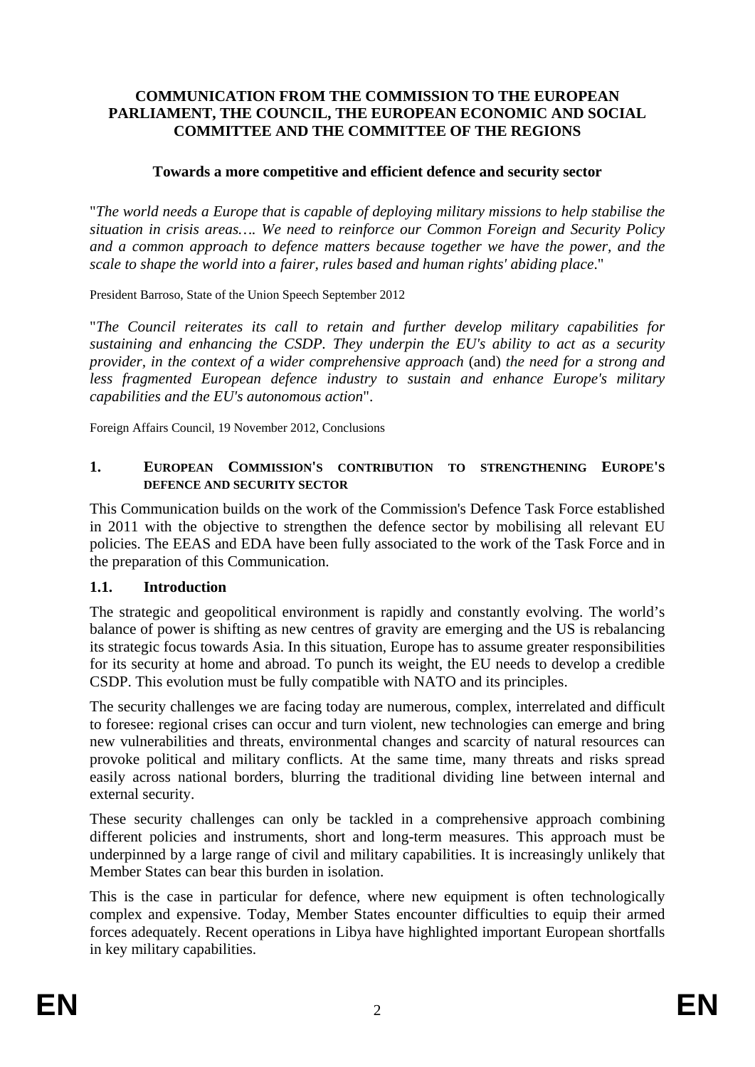**COMMUNICATION FROM THE COMMISSION TO THE EUROPEAN PARLIAMENT, THE COUNCIL, THE EUROPEAN ECONOMIC AND SOCIAL COMMITTEE AND THE COMMITTEE OF THE REGIONS**

**Towards a more competitive and efficient defence and security sector**

"*The world needs a Europe that is capable of deploying military missions to help stabilise the situation in crisis areas…. We need to reinforce our Common Foreign and Security Policy and a common approach to defence matters because together we have the power, and the scale to shape the world into a fairer, rules based and human rights' abiding place*."

President Barroso, State of the Union Speech September 2012

"*The Council reiterates its call to retain and further develop military capabilities for sustaining and enhancing the CSDP. They underpin the EU's ability to act as a security provider, in the context of a wider comprehensive approach* (and) *the need for a strong and less fragmented European defence industry to sustain and enhance Europe's military capabilities and the EU's autonomous action*".

Foreign Affairs Council, 19 November 2012, Conclusions

## 1. EUROPEAN COMMISSION'S CONTRIBUTION TO STRENGTHENING EUROPE'S DEFENCE AND SECURITY SECTOR

This Communication builds on the work of the Commission's Defence Task Force established in 2011 with the objective to strengthen the defence sector by mobilising all relevant EU policies. The EEAS and EDA have been fully associated to the work of the Task Force and in the preparation of this Communication.

### 1.1. Introduction

The strategic and geopolitical environment is rapidly and constantly evolving. The world's balance of power is shifting as new centres of gravity are emerging and the US is rebalancing its strategic focus towards Asia. In this situation, Europe has to assume greater responsibilities for its security at home and abroad. To punch its weight, the EU needs to develop a credible CSDP. This evolution must be fully compatible with NATO and its principles.

The security challenges we are facing today are numerous, complex, interrelated and difficult to foresee: regional crises can occur and turn violent, new technologies can emerge and bring new vulnerabilities and threats, environmental changes and scarcity of natural resources can provoke political and military conflicts. At the same time, many threats and risks spread easily across national borders, blurring the traditional dividing line between internal and external security.

These security challenges can only be tackled in a comprehensive approach combining different policies and instruments, short and long-term measures. This approach must be underpinned by a large range of civil and military capabilities. It is increasingly unlikely that Member States can bear this burden in isolation.

This is the case in particular for defence, where new equipment is often technologically complex and expensive. Today, Member States encounter difficulties to equip their armed forces adequately. Recent operations in Libya have highlighted important European shortfalls in key military capabilities.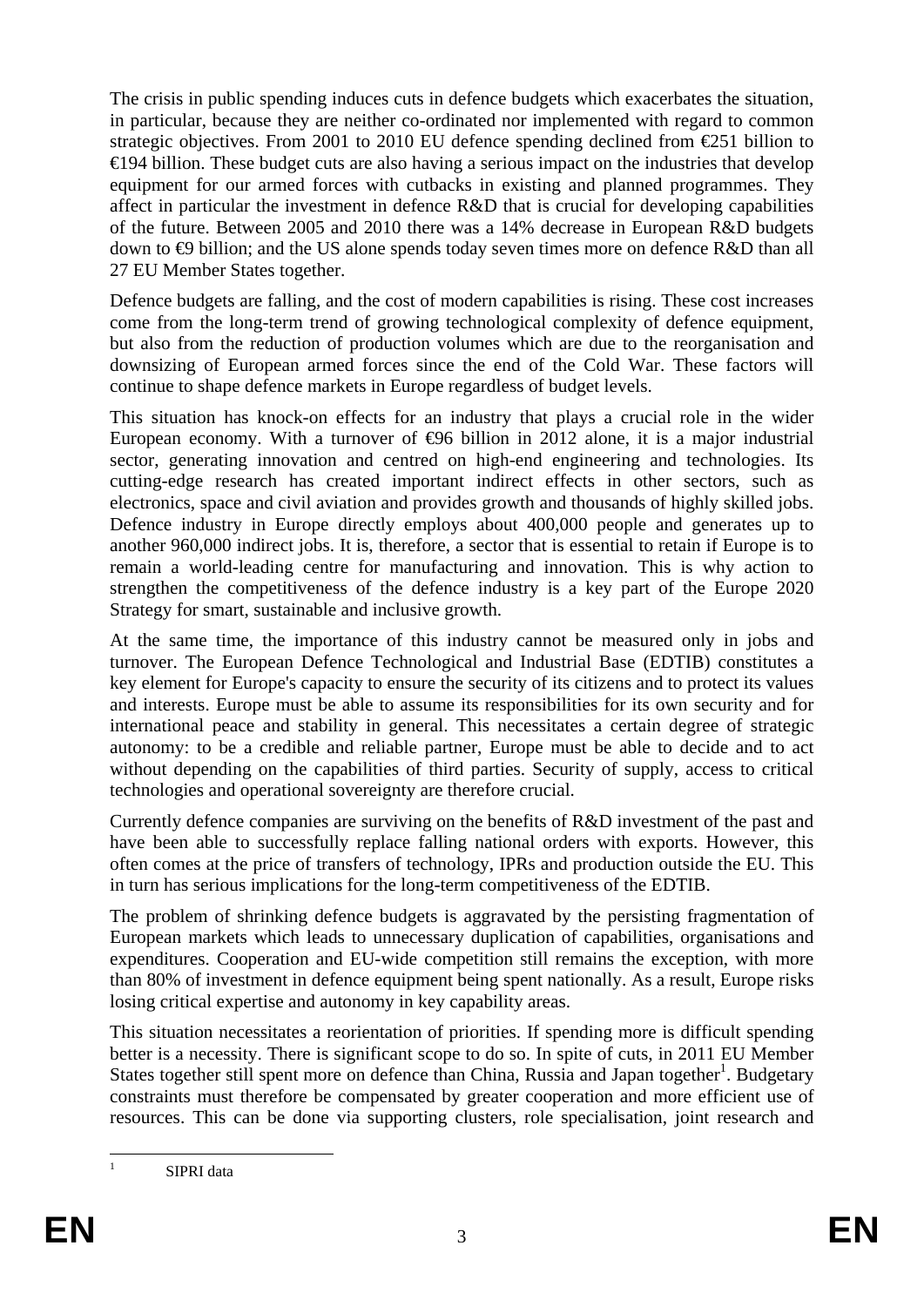The crisis in public spending induces cuts in defence budgets which exacerbates the situation, in particular, because they are neither co-ordinated nor implemented with regard to common strategic objectives. From 2001 to 2010 EU defence spending declined from €251 billion to €194 billion. These budget cuts are also having a serious impact on the industries that develop equipment for our armed forces with cutbacks in existing and planned programmes. They affect in particular the investment in defence R&D that is crucial for developing capabilities of the future. Between 2005 and 2010 there was a 14% decrease in European R&D budgets down to €9 billion; and the US alone spends today seven times more on defence R&D than all 27 EU Member States together.

Defence budgets are falling, and the cost of modern capabilities is rising. These cost increases come from the long-term trend of growing technological complexity of defence equipment, but also from the reduction of production volumes which are due to the reorganisation and downsizing of European armed forces since the end of the Cold War. These factors will continue to shape defence markets in Europe regardless of budget levels.

This situation has knock-on effects for an industry that plays a crucial role in the wider European economy. With a turnover of €96 billion in 2012 alone, it is a major industrial sector, generating innovation and centred on high-end engineering and technologies. Its cutting-edge research has created important indirect effects in other sectors, such as electronics, space and civil aviation and provides growth and thousands of highly skilled jobs. Defence industry in Europe directly employs about 400,000 people and generates up to another 960,000 indirect jobs. It is, therefore, a sector that is essential to retain if Europe is to remain a world-leading centre for manufacturing and innovation. This is why action to strengthen the competitiveness of the defence industry is a key part of the Europe 2020 Strategy for smart, sustainable and inclusive growth.

At the same time, the importance of this industry cannot be measured only in jobs and turnover. The European Defence Technological and Industrial Base (EDTIB) constitutes a key element for Europe's capacity to ensure the security of its citizens and to protect its values and interests. Europe must be able to assume its responsibilities for its own security and for international peace and stability in general. This necessitates a certain degree of strategic autonomy: to be a credible and reliable partner, Europe must be able to decide and to act without depending on the capabilities of third parties. Security of supply, access to critical technologies and operational sovereignty are therefore crucial.

Currently defence companies are surviving on the benefits of R&D investment of the past and have been able to successfully replace falling national orders with exports. However, this often comes at the price of transfers of technology, IPRs and production outside the EU. This in turn has serious implications for the long-term competitiveness of the EDTIB.

The problem of shrinking defence budgets is aggravated by the persisting fragmentation of European markets which leads to unnecessary duplication of capabilities, organisations and expenditures. Cooperation and EU-wide competition still remains the exception, with more than 80% of investment in defence equipment being spent nationally. As a result, Europe risks losing critical expertise and autonomy in key capability areas.

This situation necessitates a reorientation of priorities. If spending more is difficult spending better is a necessity. There is significant scope to do so. In spite of cuts, in 2011 EU Member States together still spent more on defence than China, Russia and Japan together[1]. Budgetary constraints must therefore be compensated by greater cooperation and more efficient use of resources. This can be done via supporting clusters, role specialisation, joint research and

[1] SIPRI data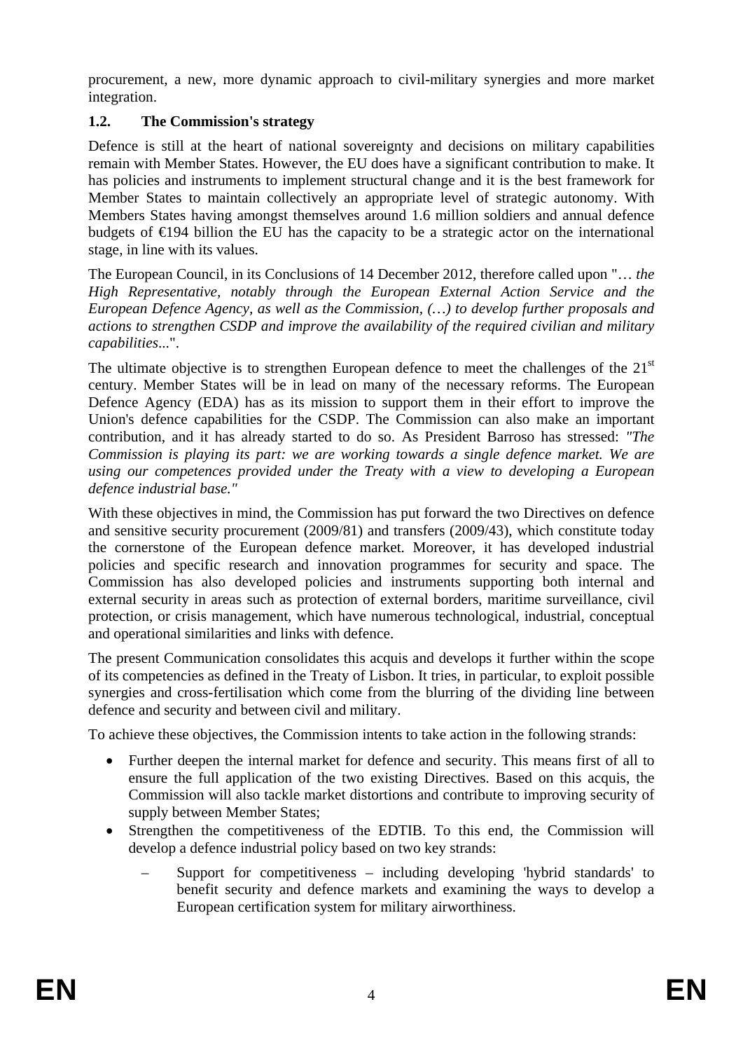procurement, a new, more dynamic approach to civil-military synergies and more market integration.

### 1.2. The Commission's strategy

Defence is still at the heart of national sovereignty and decisions on military capabilities remain with Member States. However, the EU does have a significant contribution to make. It has policies and instruments to implement structural change and it is the best framework for Member States to maintain collectively an appropriate level of strategic autonomy. With Members States having amongst themselves around 1.6 million soldiers and annual defence budgets of €194 billion the EU has the capacity to be a strategic actor on the international stage, in line with its values.

The European Council, in its Conclusions of 14 December 2012, therefore called upon "… *the High Representative, notably through the European External Action Service and the European Defence Agency, as well as the Commission, (…) to develop further proposals and actions to strengthen CSDP and improve the availability of the required civilian and military capabilities*...".

The ultimate objective is to strengthen European defence to meet the challenges of the 21st century. Member States will be in lead on many of the necessary reforms. The European Defence Agency (EDA) has as its mission to support them in their effort to improve the Union's defence capabilities for the CSDP. The Commission can also make an important contribution, and it has already started to do so. As President Barroso has stressed: *"The Commission is playing its part: we are working towards a single defence market. We are using our competences provided under the Treaty with a view to developing a European defence industrial base."*

With these objectives in mind, the Commission has put forward the two Directives on defence and sensitive security procurement (2009/81) and transfers (2009/43), which constitute today the cornerstone of the European defence market. Moreover, it has developed industrial policies and specific research and innovation programmes for security and space. The Commission has also developed policies and instruments supporting both internal and external security in areas such as protection of external borders, maritime surveillance, civil protection, or crisis management, which have numerous technological, industrial, conceptual and operational similarities and links with defence.

The present Communication consolidates this acquis and develops it further within the scope of its competencies as defined in the Treaty of Lisbon. It tries, in particular, to exploit possible synergies and cross-fertilisation which come from the blurring of the dividing line between defence and security and between civil and military.

To achieve these objectives, the Commission intents to take action in the following strands:

- Further deepen the internal market for defence and security. This means first of all to ensure the full application of the two existing Directives. Based on this acquis, the Commission will also tackle market distortions and contribute to improving security of supply between Member States;
- Strengthen the competitiveness of the EDTIB. To this end, the Commission will develop a defence industrial policy based on two key strands:
  - Support for competitiveness – including developing 'hybrid standards' to benefit security and defence markets and examining the ways to develop a European certification system for military airworthiness.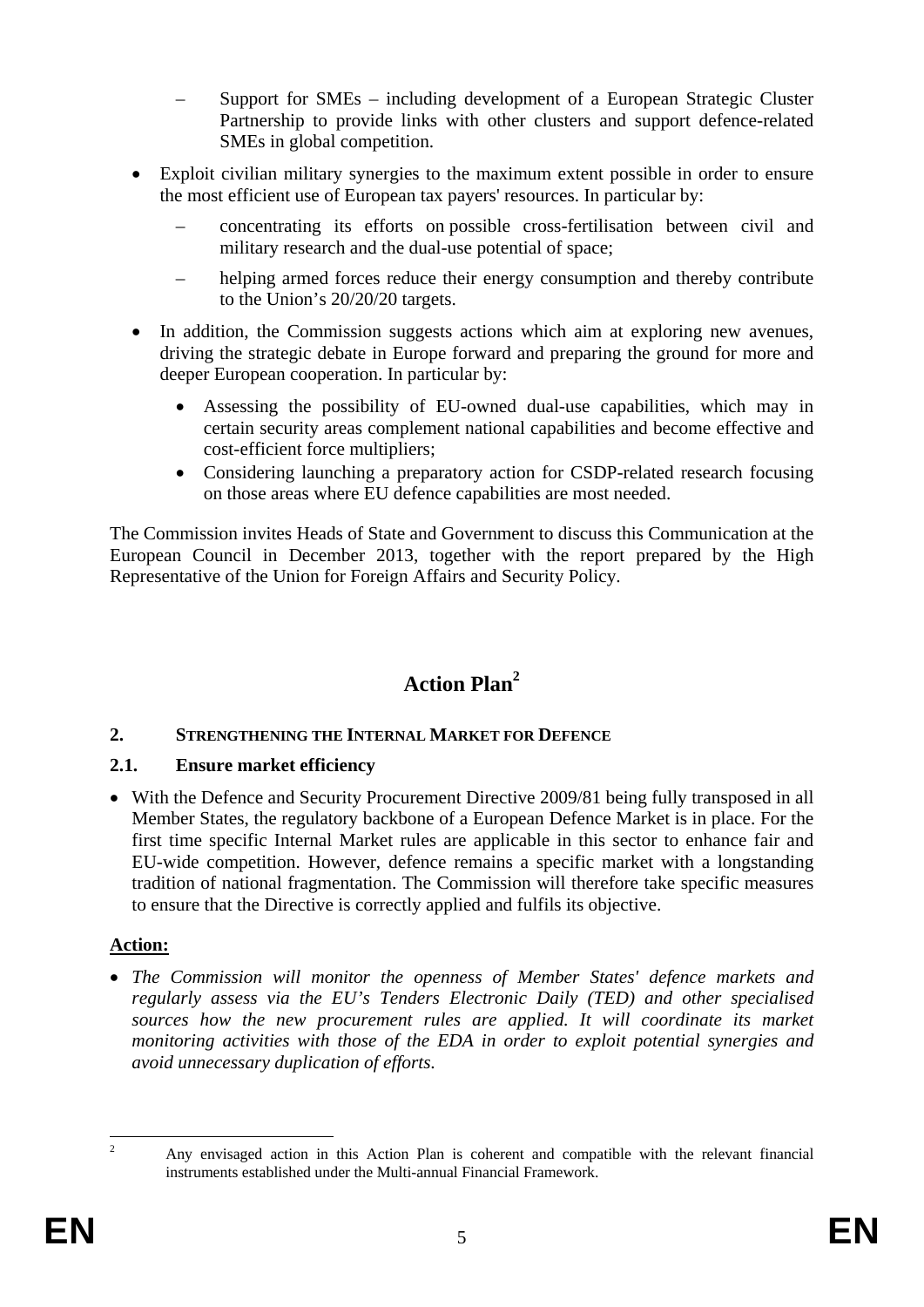- Support for SMEs – including development of a European Strategic Cluster Partnership to provide links with other clusters and support defence-related SMEs in global competition.

- Exploit civilian military synergies to the maximum extent possible in order to ensure the most efficient use of European tax payers' resources. In particular by:
  - concentrating its efforts on possible cross-fertilisation between civil and military research and the dual-use potential of space;
  - helping armed forces reduce their energy consumption and thereby contribute to the Union's 20/20/20 targets.

- In addition, the Commission suggests actions which aim at exploring new avenues, driving the strategic debate in Europe forward and preparing the ground for more and deeper European cooperation. In particular by:
  - Assessing the possibility of EU-owned dual-use capabilities, which may in certain security areas complement national capabilities and become effective and cost-efficient force multipliers;
  - Considering launching a preparatory action for CSDP-related research focusing on those areas where EU defence capabilities are most needed.

The Commission invites Heads of State and Government to discuss this Communication at the European Council in December 2013, together with the report prepared by the High Representative of the Union for Foreign Affairs and Security Policy.

# Action Plan[2]

## 2. STRENGTHENING THE INTERNAL MARKET FOR DEFENCE

### 2.1. Ensure market efficiency

- With the Defence and Security Procurement Directive 2009/81 being fully transposed in all Member States, the regulatory backbone of a European Defence Market is in place. For the first time specific Internal Market rules are applicable in this sector to enhance fair and EU-wide competition. However, defence remains a specific market with a longstanding tradition of national fragmentation. The Commission will therefore take specific measures to ensure that the Directive is correctly applied and fulfils its objective.

**Action:**

- *The Commission will monitor the openness of Member States' defence markets and regularly assess via the EU's Tenders Electronic Daily (TED) and other specialised sources how the new procurement rules are applied. It will coordinate its market monitoring activities with those of the EDA in order to exploit potential synergies and avoid unnecessary duplication of efforts.*

---

[2] Any envisaged action in this Action Plan is coherent and compatible with the relevant financial instruments established under the Multi-annual Financial Framework.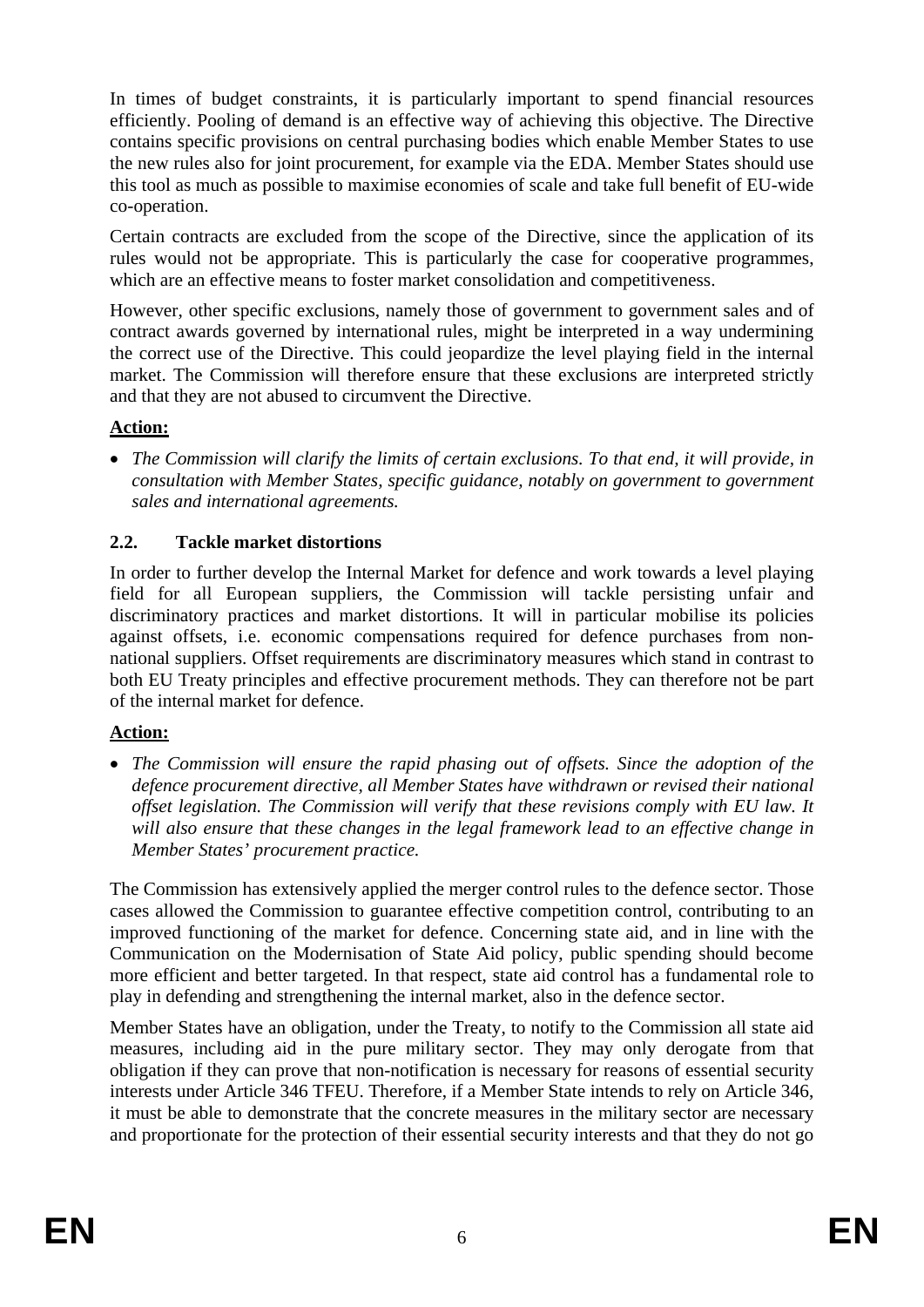In times of budget constraints, it is particularly important to spend financial resources efficiently. Pooling of demand is an effective way of achieving this objective. The Directive contains specific provisions on central purchasing bodies which enable Member States to use the new rules also for joint procurement, for example via the EDA. Member States should use this tool as much as possible to maximise economies of scale and take full benefit of EU-wide co-operation.

Certain contracts are excluded from the scope of the Directive, since the application of its rules would not be appropriate. This is particularly the case for cooperative programmes, which are an effective means to foster market consolidation and competitiveness.

However, other specific exclusions, namely those of government to government sales and of contract awards governed by international rules, might be interpreted in a way undermining the correct use of the Directive. This could jeopardize the level playing field in the internal market. The Commission will therefore ensure that these exclusions are interpreted strictly and that they are not abused to circumvent the Directive.

**Action:**

- *The Commission will clarify the limits of certain exclusions. To that end, it will provide, in consultation with Member States, specific guidance, notably on government to government sales and international agreements.*

### 2.2. Tackle market distortions

In order to further develop the Internal Market for defence and work towards a level playing field for all European suppliers, the Commission will tackle persisting unfair and discriminatory practices and market distortions. It will in particular mobilise its policies against offsets, i.e. economic compensations required for defence purchases from non-national suppliers. Offset requirements are discriminatory measures which stand in contrast to both EU Treaty principles and effective procurement methods. They can therefore not be part of the internal market for defence.

**Action:**

- *The Commission will ensure the rapid phasing out of offsets. Since the adoption of the defence procurement directive, all Member States have withdrawn or revised their national offset legislation. The Commission will verify that these revisions comply with EU law. It will also ensure that these changes in the legal framework lead to an effective change in Member States' procurement practice.*

The Commission has extensively applied the merger control rules to the defence sector. Those cases allowed the Commission to guarantee effective competition control, contributing to an improved functioning of the market for defence. Concerning state aid, and in line with the Communication on the Modernisation of State Aid policy, public spending should become more efficient and better targeted. In that respect, state aid control has a fundamental role to play in defending and strengthening the internal market, also in the defence sector.

Member States have an obligation, under the Treaty, to notify to the Commission all state aid measures, including aid in the pure military sector. They may only derogate from that obligation if they can prove that non-notification is necessary for reasons of essential security interests under Article 346 TFEU. Therefore, if a Member State intends to rely on Article 346, it must be able to demonstrate that the concrete measures in the military sector are necessary and proportionate for the protection of their essential security interests and that they do not go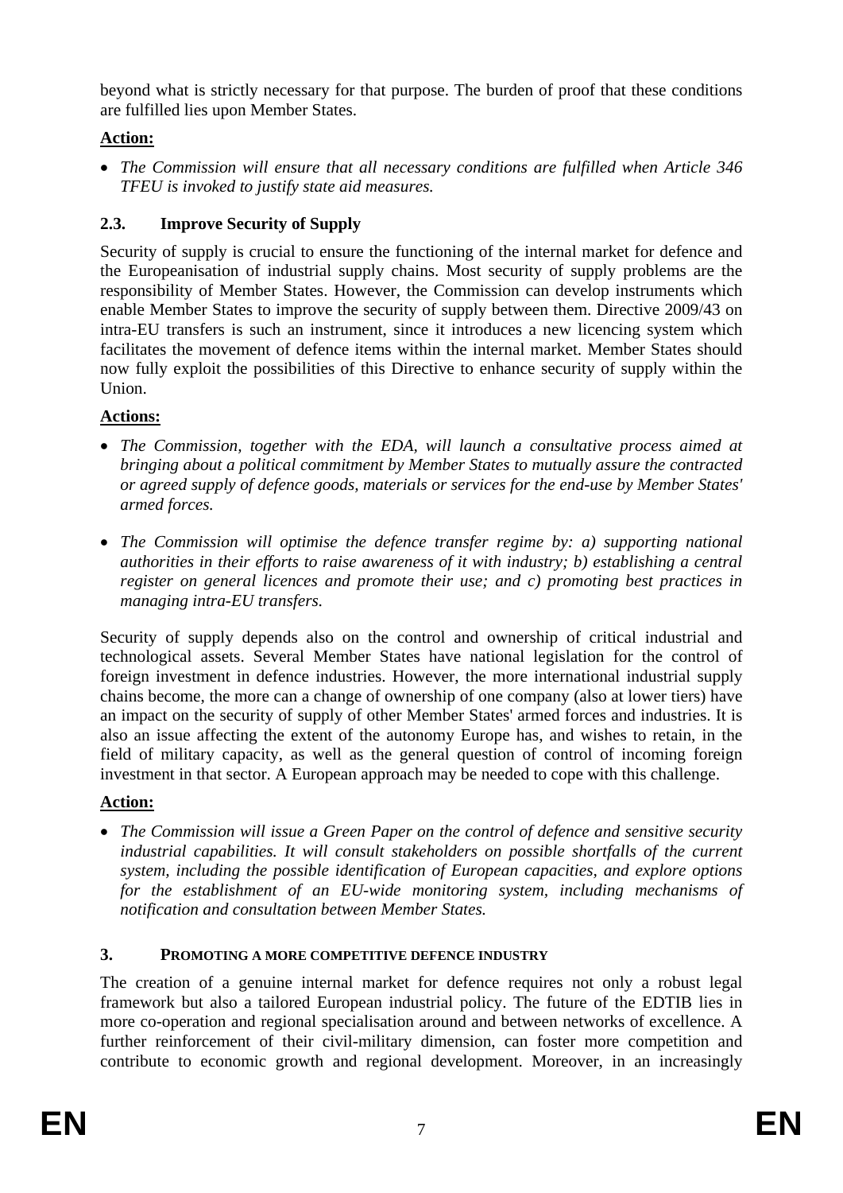beyond what is strictly necessary for that purpose. The burden of proof that these conditions are fulfilled lies upon Member States.

**Action:**

- *The Commission will ensure that all necessary conditions are fulfilled when Article 346 TFEU is invoked to justify state aid measures.*

### 2.3. Improve Security of Supply

Security of supply is crucial to ensure the functioning of the internal market for defence and the Europeanisation of industrial supply chains. Most security of supply problems are the responsibility of Member States. However, the Commission can develop instruments which enable Member States to improve the security of supply between them. Directive 2009/43 on intra-EU transfers is such an instrument, since it introduces a new licencing system which facilitates the movement of defence items within the internal market. Member States should now fully exploit the possibilities of this Directive to enhance security of supply within the Union.

**Actions:**

- *The Commission, together with the EDA, will launch a consultative process aimed at bringing about a political commitment by Member States to mutually assure the contracted or agreed supply of defence goods, materials or services for the end-use by Member States' armed forces.*

- *The Commission will optimise the defence transfer regime by: a) supporting national authorities in their efforts to raise awareness of it with industry; b) establishing a central register on general licences and promote their use; and c) promoting best practices in managing intra-EU transfers.*

Security of supply depends also on the control and ownership of critical industrial and technological assets. Several Member States have national legislation for the control of foreign investment in defence industries. However, the more international industrial supply chains become, the more can a change of ownership of one company (also at lower tiers) have an impact on the security of supply of other Member States' armed forces and industries. It is also an issue affecting the extent of the autonomy Europe has, and wishes to retain, in the field of military capacity, as well as the general question of control of incoming foreign investment in that sector. A European approach may be needed to cope with this challenge.

**Action:**

- *The Commission will issue a Green Paper on the control of defence and sensitive security industrial capabilities. It will consult stakeholders on possible shortfalls of the current system, including the possible identification of European capacities, and explore options for the establishment of an EU-wide monitoring system, including mechanisms of notification and consultation between Member States.*

## 3. Promoting a more competitive defence industry

The creation of a genuine internal market for defence requires not only a robust legal framework but also a tailored European industrial policy. The future of the EDTIB lies in more co-operation and regional specialisation around and between networks of excellence. A further reinforcement of their civil-military dimension, can foster more competition and contribute to economic growth and regional development. Moreover, in an increasingly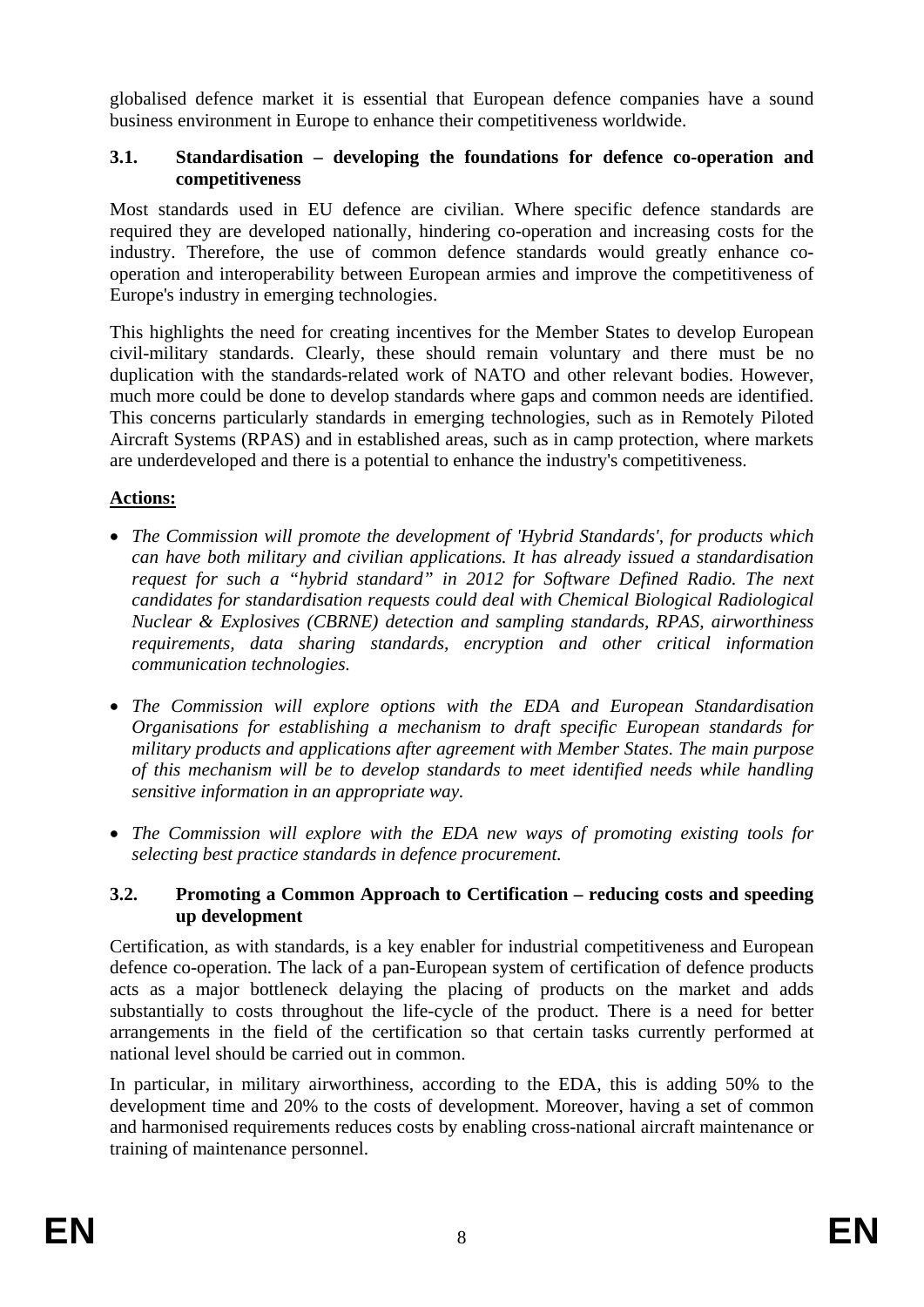globalised defence market it is essential that European defence companies have a sound business environment in Europe to enhance their competitiveness worldwide.

### 3.1. Standardisation – developing the foundations for defence co-operation and competitiveness

Most standards used in EU defence are civilian. Where specific defence standards are required they are developed nationally, hindering co-operation and increasing costs for the industry. Therefore, the use of common defence standards would greatly enhance co-operation and interoperability between European armies and improve the competitiveness of Europe's industry in emerging technologies.

This highlights the need for creating incentives for the Member States to develop European civil-military standards. Clearly, these should remain voluntary and there must be no duplication with the standards-related work of NATO and other relevant bodies. However, much more could be done to develop standards where gaps and common needs are identified. This concerns particularly standards in emerging technologies, such as in Remotely Piloted Aircraft Systems (RPAS) and in established areas, such as in camp protection, where markets are underdeveloped and there is a potential to enhance the industry's competitiveness.

**Actions:**

- *The Commission will promote the development of 'Hybrid Standards', for products which can have both military and civilian applications. It has already issued a standardisation request for such a "hybrid standard" in 2012 for Software Defined Radio. The next candidates for standardisation requests could deal with Chemical Biological Radiological Nuclear & Explosives (CBRNE) detection and sampling standards, RPAS, airworthiness requirements, data sharing standards, encryption and other critical information communication technologies.*
- *The Commission will explore options with the EDA and European Standardisation Organisations for establishing a mechanism to draft specific European standards for military products and applications after agreement with Member States. The main purpose of this mechanism will be to develop standards to meet identified needs while handling sensitive information in an appropriate way.*
- *The Commission will explore with the EDA new ways of promoting existing tools for selecting best practice standards in defence procurement.*

### 3.2. Promoting a Common Approach to Certification – reducing costs and speeding up development

Certification, as with standards, is a key enabler for industrial competitiveness and European defence co-operation. The lack of a pan-European system of certification of defence products acts as a major bottleneck delaying the placing of products on the market and adds substantially to costs throughout the life-cycle of the product. There is a need for better arrangements in the field of the certification so that certain tasks currently performed at national level should be carried out in common.

In particular, in military airworthiness, according to the EDA, this is adding 50% to the development time and 20% to the costs of development. Moreover, having a set of common and harmonised requirements reduces costs by enabling cross-national aircraft maintenance or training of maintenance personnel.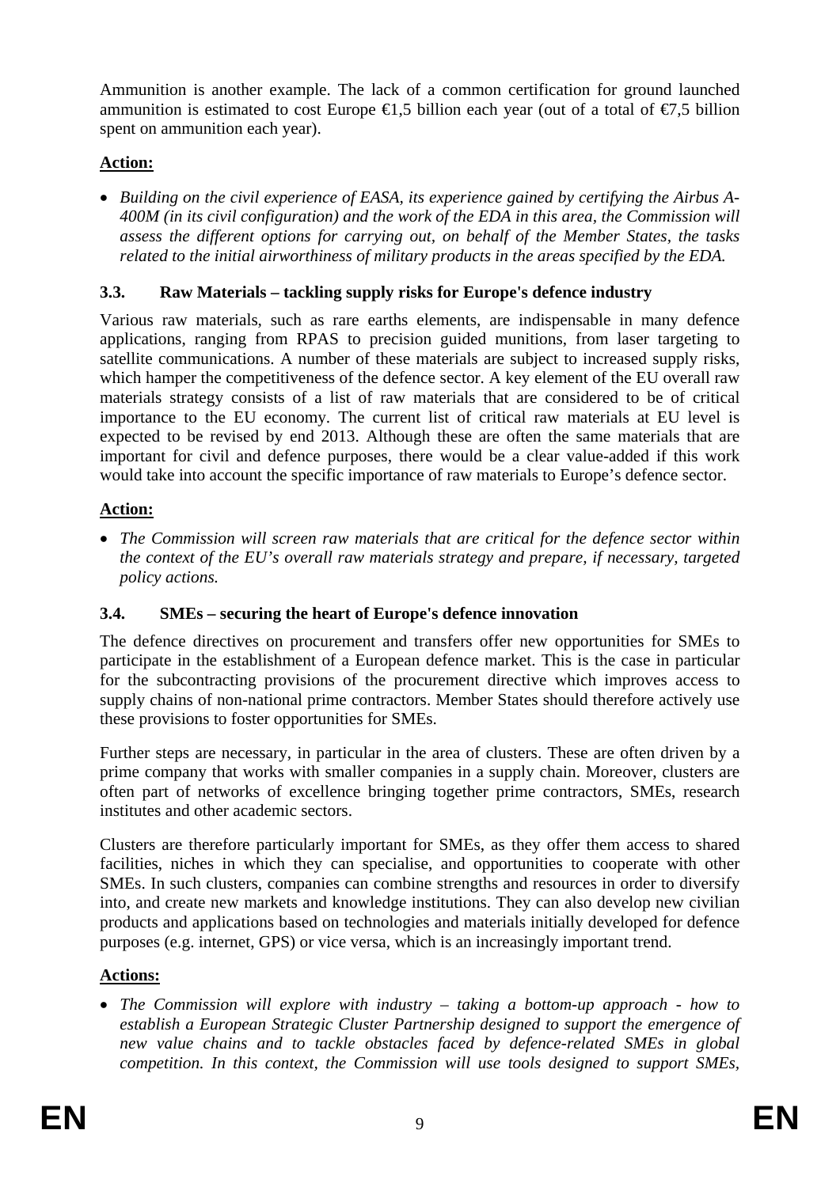Ammunition is another example. The lack of a common certification for ground launched ammunition is estimated to cost Europe €1,5 billion each year (out of a total of €7,5 billion spent on ammunition each year).

**Action:**

- *Building on the civil experience of EASA, its experience gained by certifying the Airbus A-400M (in its civil configuration) and the work of the EDA in this area, the Commission will assess the different options for carrying out, on behalf of the Member States, the tasks related to the initial airworthiness of military products in the areas specified by the EDA.*

### 3.3. Raw Materials – tackling supply risks for Europe's defence industry

Various raw materials, such as rare earths elements, are indispensable in many defence applications, ranging from RPAS to precision guided munitions, from laser targeting to satellite communications. A number of these materials are subject to increased supply risks, which hamper the competitiveness of the defence sector. A key element of the EU overall raw materials strategy consists of a list of raw materials that are considered to be of critical importance to the EU economy. The current list of critical raw materials at EU level is expected to be revised by end 2013. Although these are often the same materials that are important for civil and defence purposes, there would be a clear value-added if this work would take into account the specific importance of raw materials to Europe's defence sector.

**Action:**

- *The Commission will screen raw materials that are critical for the defence sector within the context of the EU's overall raw materials strategy and prepare, if necessary, targeted policy actions.*

### 3.4. SMEs – securing the heart of Europe's defence innovation

The defence directives on procurement and transfers offer new opportunities for SMEs to participate in the establishment of a European defence market. This is the case in particular for the subcontracting provisions of the procurement directive which improves access to supply chains of non-national prime contractors. Member States should therefore actively use these provisions to foster opportunities for SMEs.

Further steps are necessary, in particular in the area of clusters. These are often driven by a prime company that works with smaller companies in a supply chain. Moreover, clusters are often part of networks of excellence bringing together prime contractors, SMEs, research institutes and other academic sectors.

Clusters are therefore particularly important for SMEs, as they offer them access to shared facilities, niches in which they can specialise, and opportunities to cooperate with other SMEs. In such clusters, companies can combine strengths and resources in order to diversify into, and create new markets and knowledge institutions. They can also develop new civilian products and applications based on technologies and materials initially developed for defence purposes (e.g. internet, GPS) or vice versa, which is an increasingly important trend.

**Actions:**

- *The Commission will explore with industry – taking a bottom-up approach - how to establish a European Strategic Cluster Partnership designed to support the emergence of new value chains and to tackle obstacles faced by defence-related SMEs in global competition. In this context, the Commission will use tools designed to support SMEs,*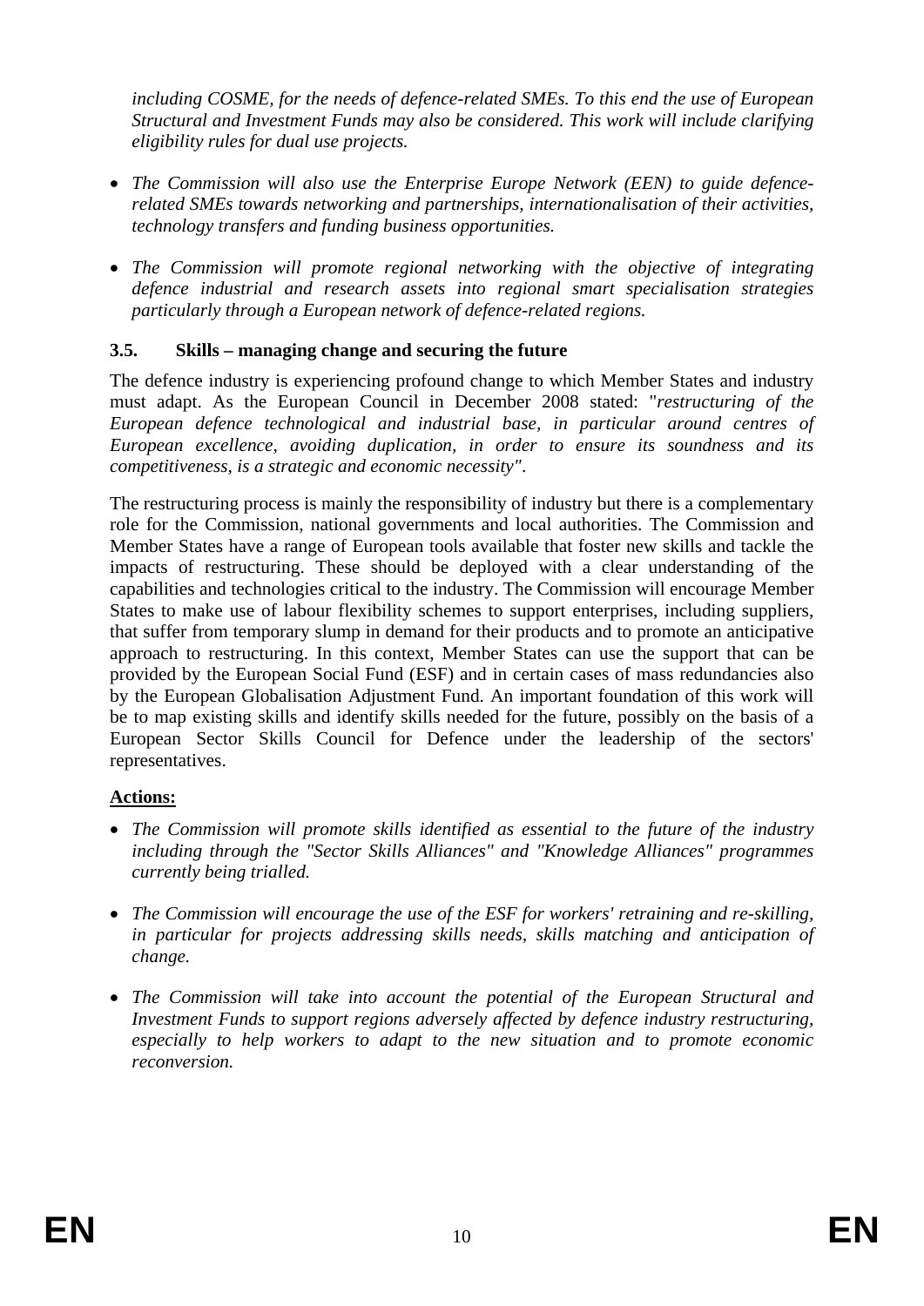*including COSME, for the needs of defence-related SMEs. To this end the use of European Structural and Investment Funds may also be considered. This work will include clarifying eligibility rules for dual use projects.*

- *The Commission will also use the Enterprise Europe Network (EEN) to guide defence-related SMEs towards networking and partnerships, internationalisation of their activities, technology transfers and funding business opportunities.*
- *The Commission will promote regional networking with the objective of integrating defence industrial and research assets into regional smart specialisation strategies particularly through a European network of defence-related regions.*

### 3.5. Skills – managing change and securing the future

The defence industry is experiencing profound change to which Member States and industry must adapt. As the European Council in December 2008 stated: "*restructuring of the European defence technological and industrial base, in particular around centres of European excellence, avoiding duplication, in order to ensure its soundness and its competitiveness, is a strategic and economic necessity*".

The restructuring process is mainly the responsibility of industry but there is a complementary role for the Commission, national governments and local authorities. The Commission and Member States have a range of European tools available that foster new skills and tackle the impacts of restructuring. These should be deployed with a clear understanding of the capabilities and technologies critical to the industry. The Commission will encourage Member States to make use of labour flexibility schemes to support enterprises, including suppliers, that suffer from temporary slump in demand for their products and to promote an anticipative approach to restructuring. In this context, Member States can use the support that can be provided by the European Social Fund (ESF) and in certain cases of mass redundancies also by the European Globalisation Adjustment Fund. An important foundation of this work will be to map existing skills and identify skills needed for the future, possibly on the basis of a European Sector Skills Council for Defence under the leadership of the sectors' representatives.

**Actions:**

- *The Commission will promote skills identified as essential to the future of the industry including through the "Sector Skills Alliances" and "Knowledge Alliances" programmes currently being trialled.*
- *The Commission will encourage the use of the ESF for workers' retraining and re-skilling, in particular for projects addressing skills needs, skills matching and anticipation of change.*
- *The Commission will take into account the potential of the European Structural and Investment Funds to support regions adversely affected by defence industry restructuring, especially to help workers to adapt to the new situation and to promote economic reconversion.*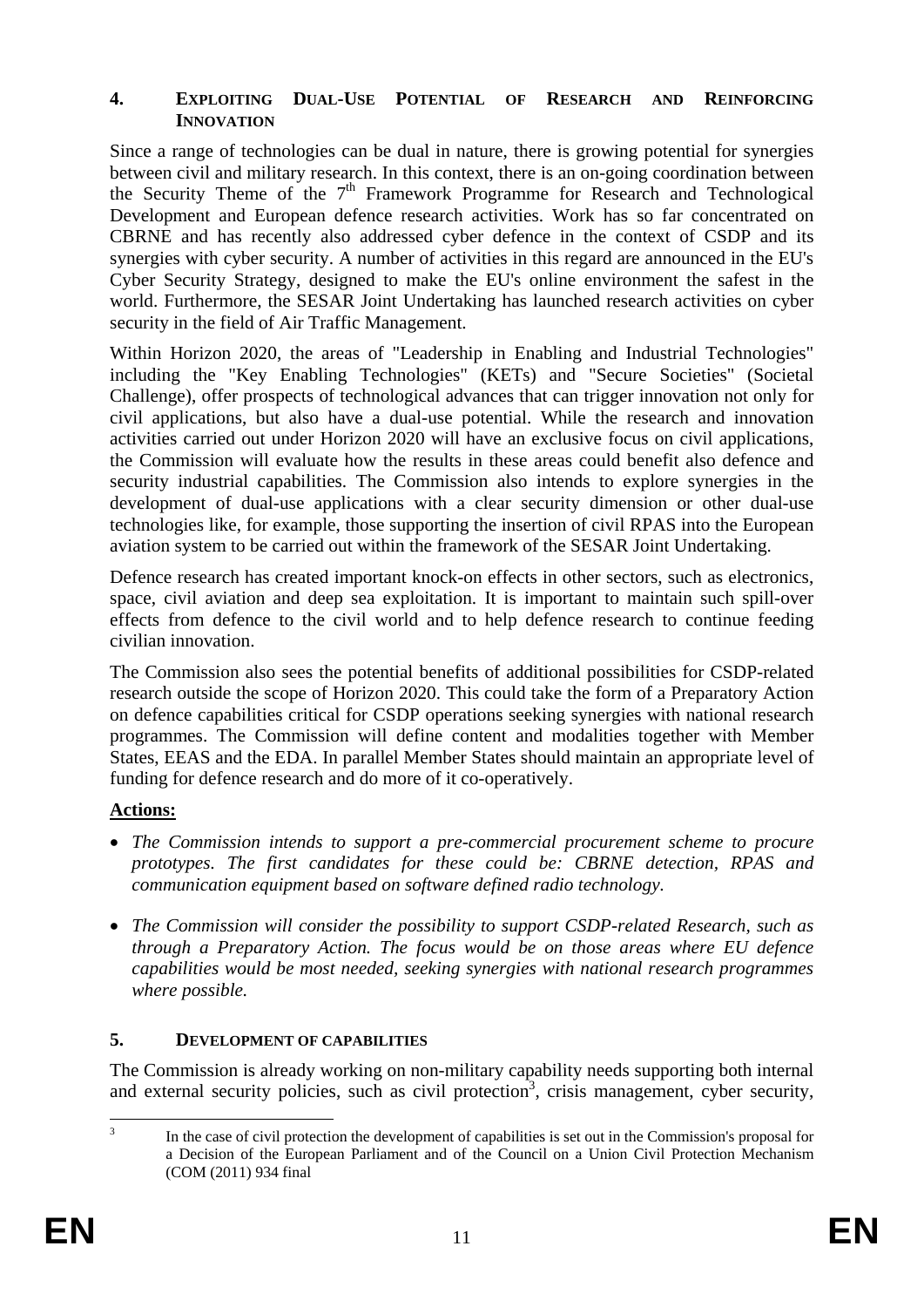## 4. Exploiting Dual-Use Potential of Research and Reinforcing Innovation

Since a range of technologies can be dual in nature, there is growing potential for synergies between civil and military research. In this context, there is an on-going coordination between the Security Theme of the 7th Framework Programme for Research and Technological Development and European defence research activities. Work has so far concentrated on CBRNE and has recently also addressed cyber defence in the context of CSDP and its synergies with cyber security. A number of activities in this regard are announced in the EU's Cyber Security Strategy, designed to make the EU's online environment the safest in the world. Furthermore, the SESAR Joint Undertaking has launched research activities on cyber security in the field of Air Traffic Management.

Within Horizon 2020, the areas of "Leadership in Enabling and Industrial Technologies" including the "Key Enabling Technologies" (KETs) and "Secure Societies" (Societal Challenge), offer prospects of technological advances that can trigger innovation not only for civil applications, but also have a dual-use potential. While the research and innovation activities carried out under Horizon 2020 will have an exclusive focus on civil applications, the Commission will evaluate how the results in these areas could benefit also defence and security industrial capabilities. The Commission also intends to explore synergies in the development of dual-use applications with a clear security dimension or other dual-use technologies like, for example, those supporting the insertion of civil RPAS into the European aviation system to be carried out within the framework of the SESAR Joint Undertaking.

Defence research has created important knock-on effects in other sectors, such as electronics, space, civil aviation and deep sea exploitation. It is important to maintain such spill-over effects from defence to the civil world and to help defence research to continue feeding civilian innovation.

The Commission also sees the potential benefits of additional possibilities for CSDP-related research outside the scope of Horizon 2020. This could take the form of a Preparatory Action on defence capabilities critical for CSDP operations seeking synergies with national research programmes. The Commission will define content and modalities together with Member States, EEAS and the EDA. In parallel Member States should maintain an appropriate level of funding for defence research and do more of it co-operatively.

**Actions:**

- *The Commission intends to support a pre-commercial procurement scheme to procure prototypes. The first candidates for these could be: CBRNE detection, RPAS and communication equipment based on software defined radio technology.*
- *The Commission will consider the possibility to support CSDP-related Research, such as through a Preparatory Action. The focus would be on those areas where EU defence capabilities would be most needed, seeking synergies with national research programmes where possible.*

## 5. Development of Capabilities

The Commission is already working on non-military capability needs supporting both internal and external security policies, such as civil protection[3], crisis management, cyber security,

[3] In the case of civil protection the development of capabilities is set out in the Commission's proposal for a Decision of the European Parliament and of the Council on a Union Civil Protection Mechanism (COM (2011) 934 final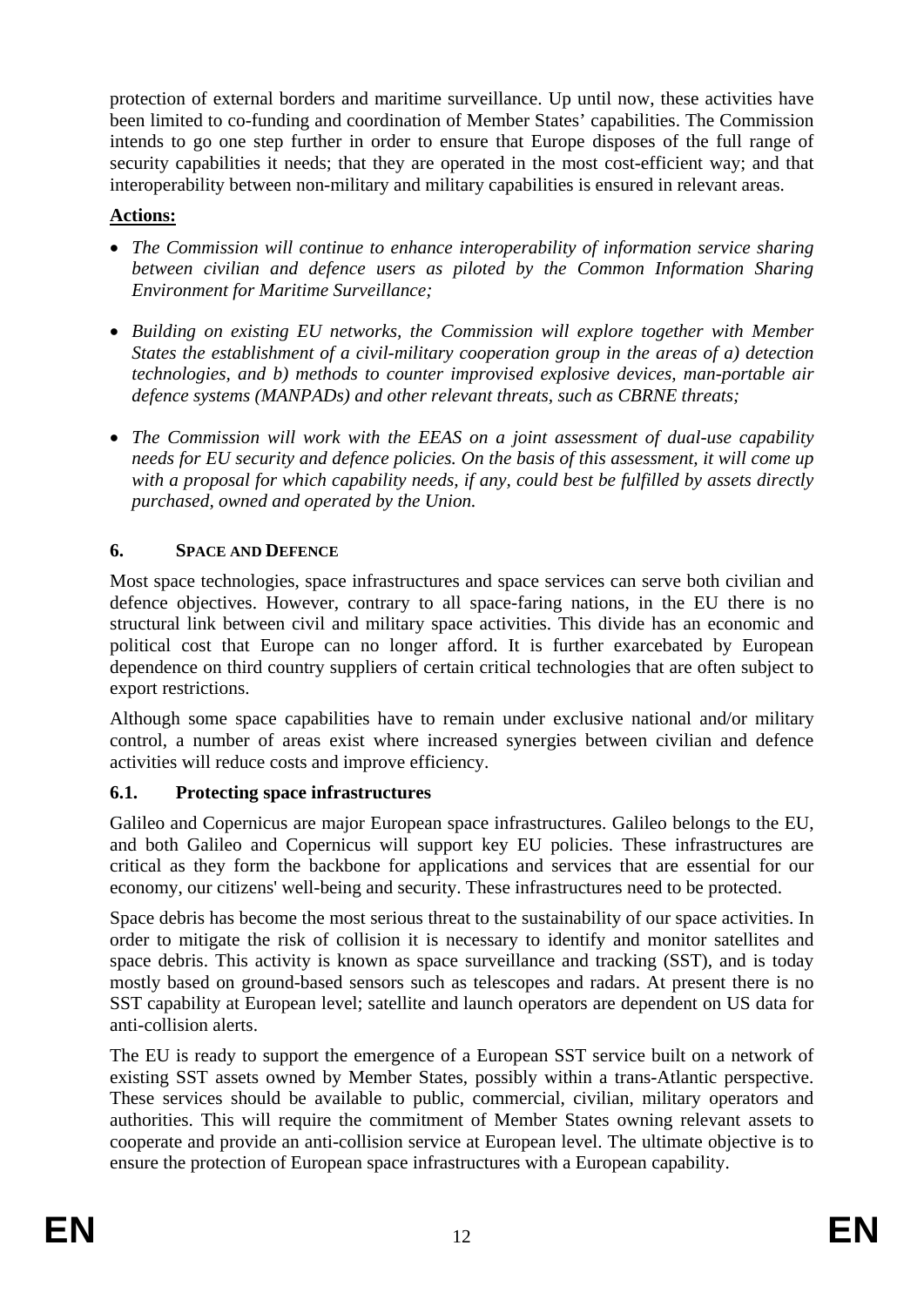protection of external borders and maritime surveillance. Up until now, these activities have been limited to co-funding and coordination of Member States' capabilities. The Commission intends to go one step further in order to ensure that Europe disposes of the full range of security capabilities it needs; that they are operated in the most cost-efficient way; and that interoperability between non-military and military capabilities is ensured in relevant areas.

**Actions:**

- *The Commission will continue to enhance interoperability of information service sharing between civilian and defence users as piloted by the Common Information Sharing Environment for Maritime Surveillance;*
- *Building on existing EU networks, the Commission will explore together with Member States the establishment of a civil-military cooperation group in the areas of a) detection technologies, and b) methods to counter improvised explosive devices, man-portable air defence systems (MANPADs) and other relevant threats, such as CBRNE threats;*
- *The Commission will work with the EEAS on a joint assessment of dual-use capability needs for EU security and defence policies. On the basis of this assessment, it will come up with a proposal for which capability needs, if any, could best be fulfilled by assets directly purchased, owned and operated by the Union.*

## 6. SPACE AND DEFENCE

Most space technologies, space infrastructures and space services can serve both civilian and defence objectives. However, contrary to all space-faring nations, in the EU there is no structural link between civil and military space activities. This divide has an economic and political cost that Europe can no longer afford. It is further exarcebated by European dependence on third country suppliers of certain critical technologies that are often subject to export restrictions.

Although some space capabilities have to remain under exclusive national and/or military control, a number of areas exist where increased synergies between civilian and defence activities will reduce costs and improve efficiency.

### 6.1. Protecting space infrastructures

Galileo and Copernicus are major European space infrastructures. Galileo belongs to the EU, and both Galileo and Copernicus will support key EU policies. These infrastructures are critical as they form the backbone for applications and services that are essential for our economy, our citizens' well-being and security. These infrastructures need to be protected.

Space debris has become the most serious threat to the sustainability of our space activities. In order to mitigate the risk of collision it is necessary to identify and monitor satellites and space debris. This activity is known as space surveillance and tracking (SST), and is today mostly based on ground-based sensors such as telescopes and radars. At present there is no SST capability at European level; satellite and launch operators are dependent on US data for anti-collision alerts.

The EU is ready to support the emergence of a European SST service built on a network of existing SST assets owned by Member States, possibly within a trans-Atlantic perspective. These services should be available to public, commercial, civilian, military operators and authorities. This will require the commitment of Member States owning relevant assets to cooperate and provide an anti-collision service at European level. The ultimate objective is to ensure the protection of European space infrastructures with a European capability.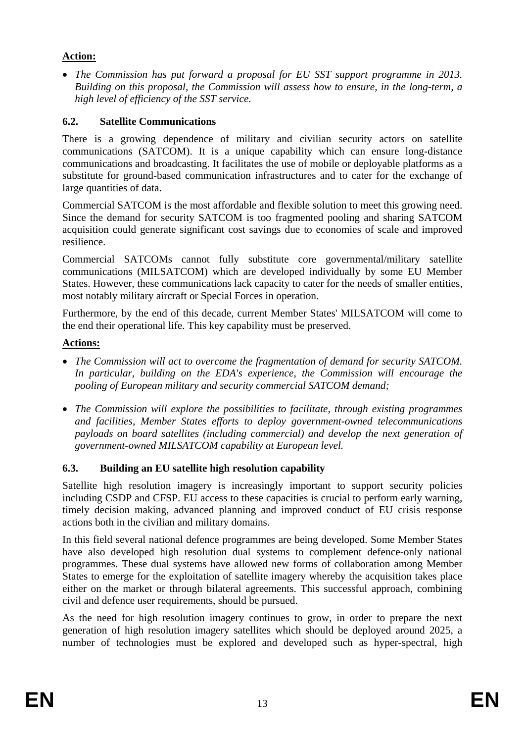**Action:**

- *The Commission has put forward a proposal for EU SST support programme in 2013. Building on this proposal, the Commission will assess how to ensure, in the long-term, a high level of efficiency of the SST service.*

### 6.2. Satellite Communications

There is a growing dependence of military and civilian security actors on satellite communications (SATCOM). It is a unique capability which can ensure long-distance communications and broadcasting. It facilitates the use of mobile or deployable platforms as a substitute for ground-based communication infrastructures and to cater for the exchange of large quantities of data.

Commercial SATCOM is the most affordable and flexible solution to meet this growing need. Since the demand for security SATCOM is too fragmented pooling and sharing SATCOM acquisition could generate significant cost savings due to economies of scale and improved resilience.

Commercial SATCOMs cannot fully substitute core governmental/military satellite communications (MILSATCOM) which are developed individually by some EU Member States. However, these communications lack capacity to cater for the needs of smaller entities, most notably military aircraft or Special Forces in operation.

Furthermore, by the end of this decade, current Member States' MILSATCOM will come to the end their operational life. This key capability must be preserved.

**Actions:**

- *The Commission will act to overcome the fragmentation of demand for security SATCOM. In particular, building on the EDA's experience, the Commission will encourage the pooling of European military and security commercial SATCOM demand;*

- *The Commission will explore the possibilities to facilitate, through existing programmes and facilities, Member States efforts to deploy government-owned telecommunications payloads on board satellites (including commercial) and develop the next generation of government-owned MILSATCOM capability at European level.*

### 6.3. Building an EU satellite high resolution capability

Satellite high resolution imagery is increasingly important to support security policies including CSDP and CFSP. EU access to these capacities is crucial to perform early warning, timely decision making, advanced planning and improved conduct of EU crisis response actions both in the civilian and military domains.

In this field several national defence programmes are being developed. Some Member States have also developed high resolution dual systems to complement defence-only national programmes. These dual systems have allowed new forms of collaboration among Member States to emerge for the exploitation of satellite imagery whereby the acquisition takes place either on the market or through bilateral agreements. This successful approach, combining civil and defence user requirements, should be pursued.

As the need for high resolution imagery continues to grow, in order to prepare the next generation of high resolution imagery satellites which should be deployed around 2025, a number of technologies must be explored and developed such as hyper-spectral, high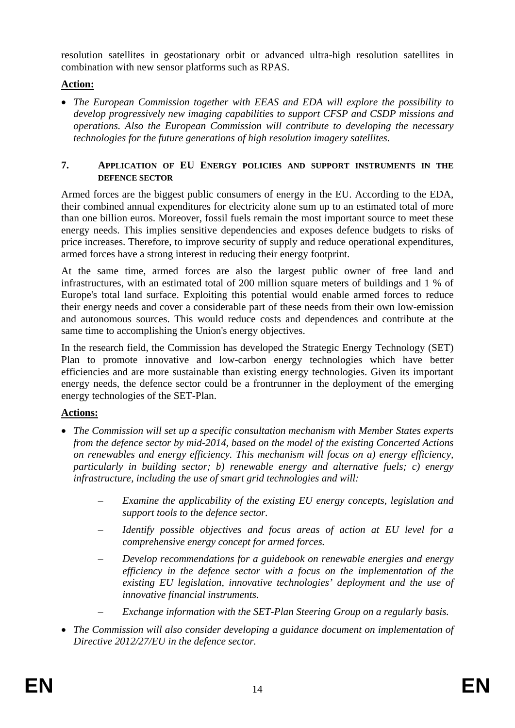resolution satellites in geostationary orbit or advanced ultra-high resolution satellites in combination with new sensor platforms such as RPAS.

**Action:**

- *The European Commission together with EEAS and EDA will explore the possibility to develop progressively new imaging capabilities to support CFSP and CSDP missions and operations. Also the European Commission will contribute to developing the necessary technologies for the future generations of high resolution imagery satellites.*

## 7. Application of EU Energy policies and support instruments in the defence sector

Armed forces are the biggest public consumers of energy in the EU. According to the EDA, their combined annual expenditures for electricity alone sum up to an estimated total of more than one billion euros. Moreover, fossil fuels remain the most important source to meet these energy needs. This implies sensitive dependencies and exposes defence budgets to risks of price increases. Therefore, to improve security of supply and reduce operational expenditures, armed forces have a strong interest in reducing their energy footprint.

At the same time, armed forces are also the largest public owner of free land and infrastructures, with an estimated total of 200 million square meters of buildings and 1 % of Europe's total land surface. Exploiting this potential would enable armed forces to reduce their energy needs and cover a considerable part of these needs from their own low-emission and autonomous sources. This would reduce costs and dependences and contribute at the same time to accomplishing the Union's energy objectives.

In the research field, the Commission has developed the Strategic Energy Technology (SET) Plan to promote innovative and low-carbon energy technologies which have better efficiencies and are more sustainable than existing energy technologies. Given its important energy needs, the defence sector could be a frontrunner in the deployment of the emerging energy technologies of the SET-Plan.

**Actions:**

- *The Commission will set up a specific consultation mechanism with Member States experts from the defence sector by mid-2014, based on the model of the existing Concerted Actions on renewables and energy efficiency. This mechanism will focus on a) energy efficiency, particularly in building sector; b) renewable energy and alternative fuels; c) energy infrastructure, including the use of smart grid technologies and will:*
  - *Examine the applicability of the existing EU energy concepts, legislation and support tools to the defence sector.*
  - *Identify possible objectives and focus areas of action at EU level for a comprehensive energy concept for armed forces.*
  - *Develop recommendations for a guidebook on renewable energies and energy efficiency in the defence sector with a focus on the implementation of the existing EU legislation, innovative technologies' deployment and the use of innovative financial instruments.*
  - *Exchange information with the SET-Plan Steering Group on a regularly basis.*
- *The Commission will also consider developing a guidance document on implementation of Directive 2012/27/EU in the defence sector.*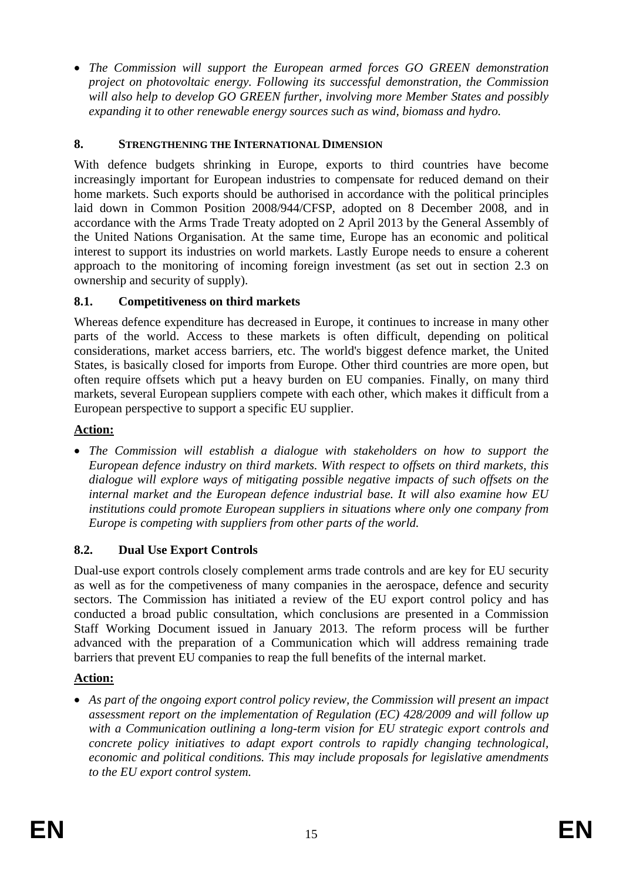- *The Commission will support the European armed forces GO GREEN demonstration project on photovoltaic energy. Following its successful demonstration, the Commission will also help to develop GO GREEN further, involving more Member States and possibly expanding it to other renewable energy sources such as wind, biomass and hydro.*

## 8. STRENGTHENING THE INTERNATIONAL DIMENSION

With defence budgets shrinking in Europe, exports to third countries have become increasingly important for European industries to compensate for reduced demand on their home markets. Such exports should be authorised in accordance with the political principles laid down in Common Position 2008/944/CFSP, adopted on 8 December 2008, and in accordance with the Arms Trade Treaty adopted on 2 April 2013 by the General Assembly of the United Nations Organisation. At the same time, Europe has an economic and political interest to support its industries on world markets. Lastly Europe needs to ensure a coherent approach to the monitoring of incoming foreign investment (as set out in section 2.3 on ownership and security of supply).

### 8.1. Competitiveness on third markets

Whereas defence expenditure has decreased in Europe, it continues to increase in many other parts of the world. Access to these markets is often difficult, depending on political considerations, market access barriers, etc. The world's biggest defence market, the United States, is basically closed for imports from Europe. Other third countries are more open, but often require offsets which put a heavy burden on EU companies. Finally, on many third markets, several European suppliers compete with each other, which makes it difficult from a European perspective to support a specific EU supplier.

**Action:**

- *The Commission will establish a dialogue with stakeholders on how to support the European defence industry on third markets. With respect to offsets on third markets, this dialogue will explore ways of mitigating possible negative impacts of such offsets on the internal market and the European defence industrial base. It will also examine how EU institutions could promote European suppliers in situations where only one company from Europe is competing with suppliers from other parts of the world.*

### 8.2. Dual Use Export Controls

Dual-use export controls closely complement arms trade controls and are key for EU security as well as for the competiveness of many companies in the aerospace, defence and security sectors. The Commission has initiated a review of the EU export control policy and has conducted a broad public consultation, which conclusions are presented in a Commission Staff Working Document issued in January 2013. The reform process will be further advanced with the preparation of a Communication which will address remaining trade barriers that prevent EU companies to reap the full benefits of the internal market.

**Action:**

- *As part of the ongoing export control policy review, the Commission will present an impact assessment report on the implementation of Regulation (EC) 428/2009 and will follow up with a Communication outlining a long-term vision for EU strategic export controls and concrete policy initiatives to adapt export controls to rapidly changing technological, economic and political conditions. This may include proposals for legislative amendments to the EU export control system.*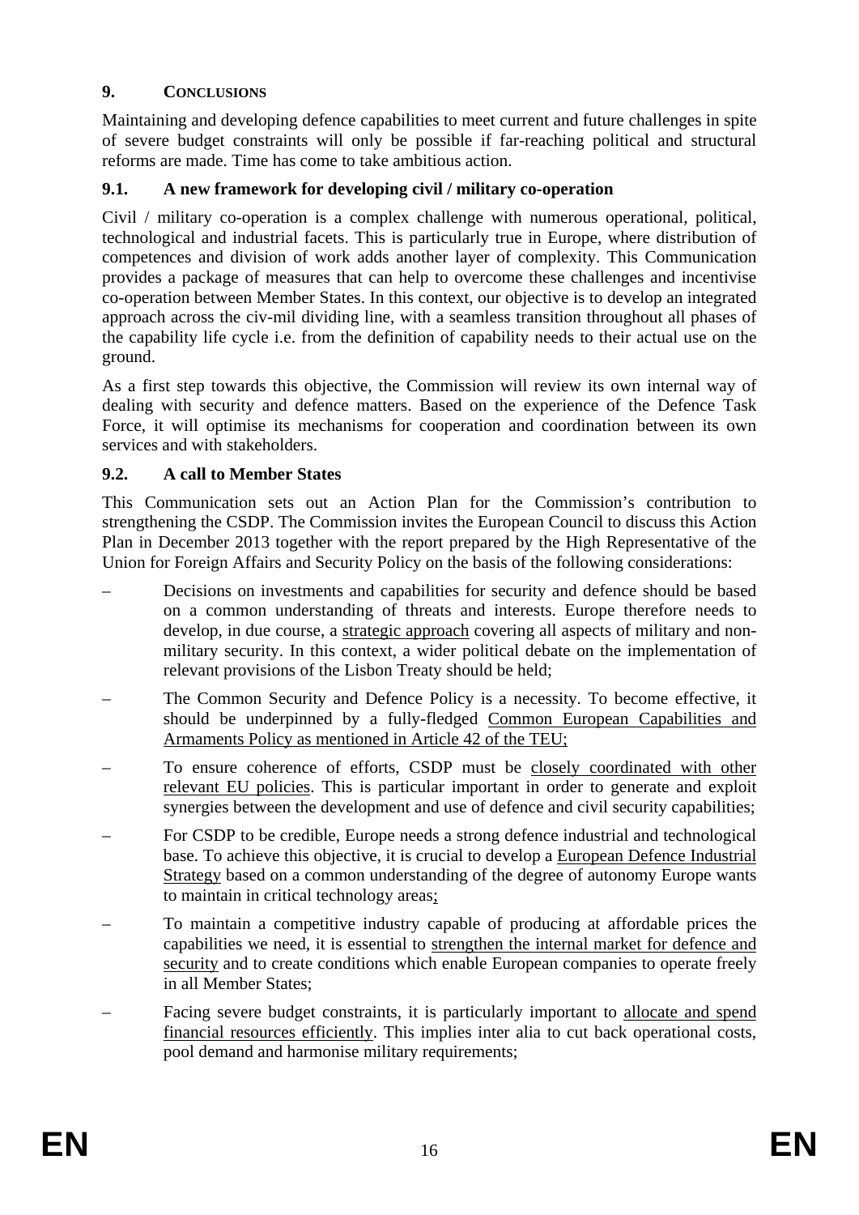## 9. CONCLUSIONS

Maintaining and developing defence capabilities to meet current and future challenges in spite of severe budget constraints will only be possible if far-reaching political and structural reforms are made. Time has come to take ambitious action.

### 9.1. A new framework for developing civil / military co-operation

Civil / military co-operation is a complex challenge with numerous operational, political, technological and industrial facets. This is particularly true in Europe, where distribution of competences and division of work adds another layer of complexity. This Communication provides a package of measures that can help to overcome these challenges and incentivise co-operation between Member States. In this context, our objective is to develop an integrated approach across the civ-mil dividing line, with a seamless transition throughout all phases of the capability life cycle i.e. from the definition of capability needs to their actual use on the ground.

As a first step towards this objective, the Commission will review its own internal way of dealing with security and defence matters. Based on the experience of the Defence Task Force, it will optimise its mechanisms for cooperation and coordination between its own services and with stakeholders.

### 9.2. A call to Member States

This Communication sets out an Action Plan for the Commission's contribution to strengthening the CSDP. The Commission invites the European Council to discuss this Action Plan in December 2013 together with the report prepared by the High Representative of the Union for Foreign Affairs and Security Policy on the basis of the following considerations:

- Decisions on investments and capabilities for security and defence should be based on a common understanding of threats and interests. Europe therefore needs to develop, in due course, a strategic approach covering all aspects of military and non-military security. In this context, a wider political debate on the implementation of relevant provisions of the Lisbon Treaty should be held;
- The Common Security and Defence Policy is a necessity. To become effective, it should be underpinned by a fully-fledged Common European Capabilities and Armaments Policy as mentioned in Article 42 of the TEU;
- To ensure coherence of efforts, CSDP must be closely coordinated with other relevant EU policies. This is particular important in order to generate and exploit synergies between the development and use of defence and civil security capabilities;
- For CSDP to be credible, Europe needs a strong defence industrial and technological base. To achieve this objective, it is crucial to develop a European Defence Industrial Strategy based on a common understanding of the degree of autonomy Europe wants to maintain in critical technology areas;
- To maintain a competitive industry capable of producing at affordable prices the capabilities we need, it is essential to strengthen the internal market for defence and security and to create conditions which enable European companies to operate freely in all Member States;
- Facing severe budget constraints, it is particularly important to allocate and spend financial resources efficiently. This implies inter alia to cut back operational costs, pool demand and harmonise military requirements;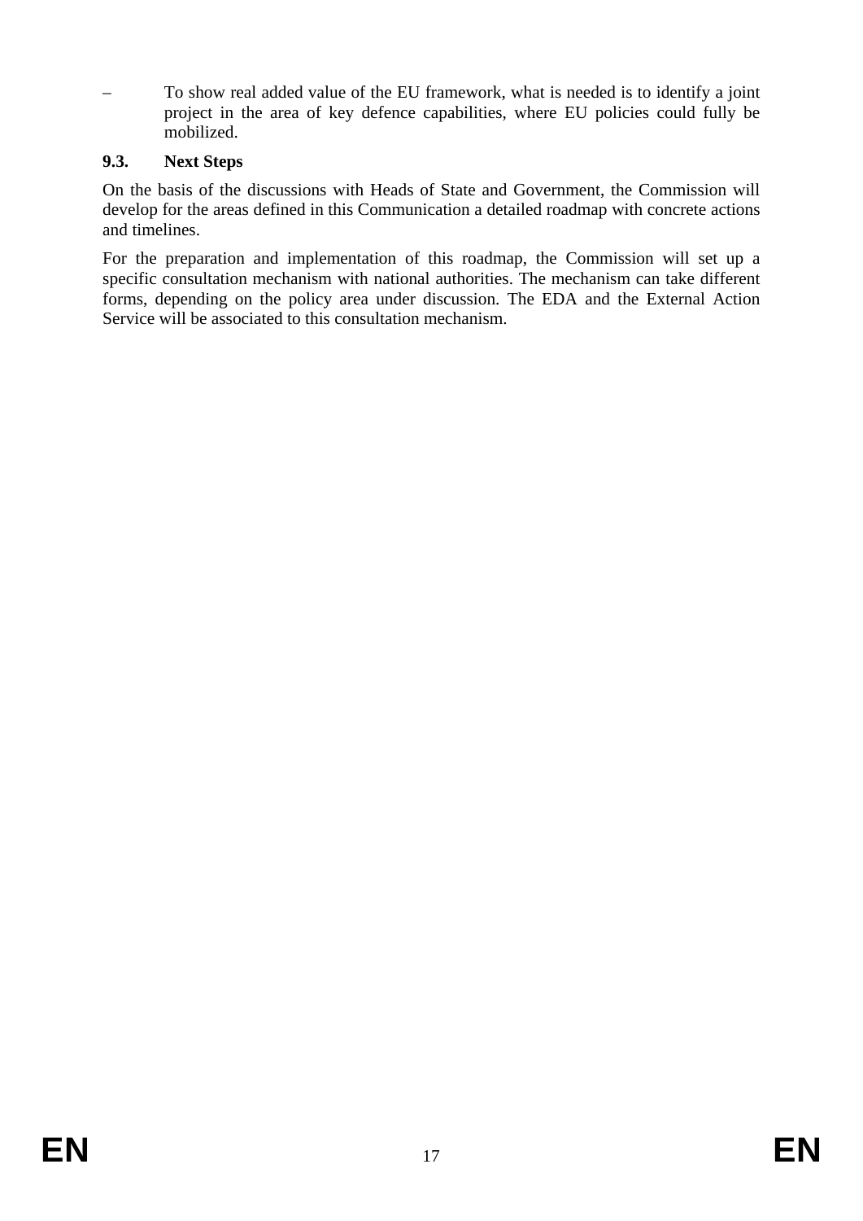- To show real added value of the EU framework, what is needed is to identify a joint project in the area of key defence capabilities, where EU policies could fully be mobilized.

### 9.3. Next Steps

On the basis of the discussions with Heads of State and Government, the Commission will develop for the areas defined in this Communication a detailed roadmap with concrete actions and timelines.

For the preparation and implementation of this roadmap, the Commission will set up a specific consultation mechanism with national authorities. The mechanism can take different forms, depending on the policy area under discussion. The EDA and the External Action Service will be associated to this consultation mechanism.